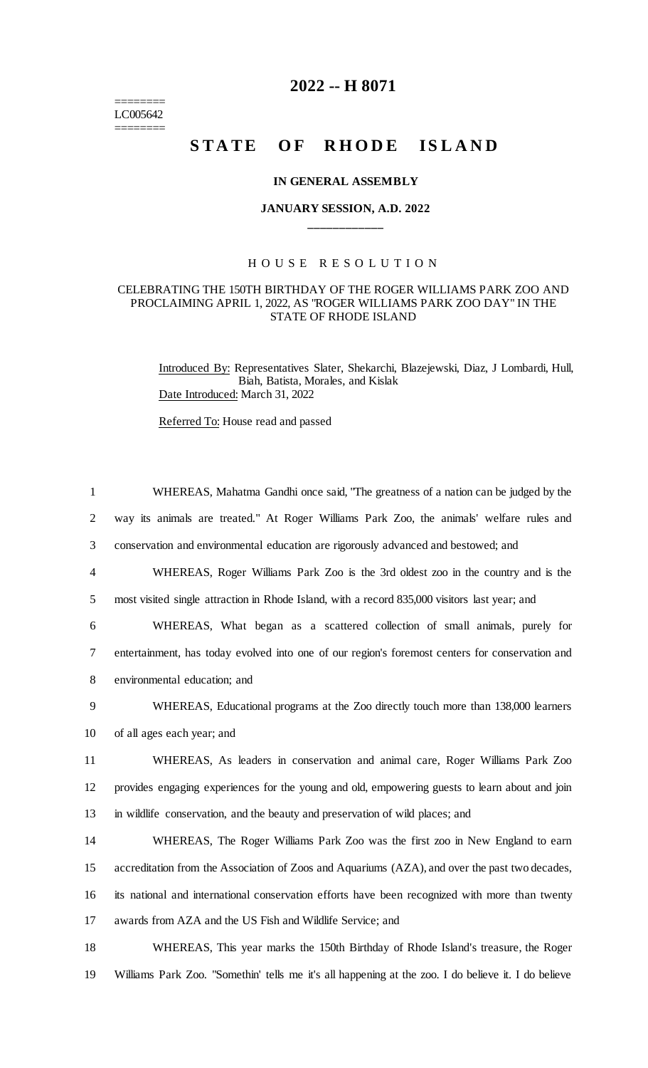# 2022 -- H 8071

========
LC005642
========

# STATE OF RHODE ISLAND

**IN GENERAL ASSEMBLY**

**JANUARY SESSION, A.D. 2022**

\_\_\_\_\_\_\_\_\_\_\_\_

## HOUSE RESOLUTION

CELEBRATING THE 150TH BIRTHDAY OF THE ROGER WILLIAMS PARK ZOO AND PROCLAIMING APRIL 1, 2022, AS "ROGER WILLIAMS PARK ZOO DAY" IN THE STATE OF RHODE ISLAND

Introduced By: Representatives Slater, Shekarchi, Blazejewski, Diaz, J Lombardi, Hull, Biah, Batista, Morales, and Kislak

Date Introduced: March 31, 2022

Referred To: House read and passed

1 WHEREAS, Mahatma Gandhi once said, "The greatness of a nation can be judged by the
2 way its animals are treated." At Roger Williams Park Zoo, the animals' welfare rules and
3 conservation and environmental education are rigorously advanced and bestowed; and
4 WHEREAS, Roger Williams Park Zoo is the 3rd oldest zoo in the country and is the
5 most visited single attraction in Rhode Island, with a record 835,000 visitors last year; and
6 WHEREAS, What began as a scattered collection of small animals, purely for
7 entertainment, has today evolved into one of our region's foremost centers for conservation and
8 environmental education; and
9 WHEREAS, Educational programs at the Zoo directly touch more than 138,000 learners
10 of all ages each year; and
11 WHEREAS, As leaders in conservation and animal care, Roger Williams Park Zoo
12 provides engaging experiences for the young and old, empowering guests to learn about and join
13 in wildlife conservation, and the beauty and preservation of wild places; and
14 WHEREAS, The Roger Williams Park Zoo was the first zoo in New England to earn
15 accreditation from the Association of Zoos and Aquariums (AZA), and over the past two decades,
16 its national and international conservation efforts have been recognized with more than twenty
17 awards from AZA and the US Fish and Wildlife Service; and
18 WHEREAS, This year marks the 150th Birthday of Rhode Island's treasure, the Roger
19 Williams Park Zoo. "Somethin' tells me it's all happening at the zoo. I do believe it. I do believe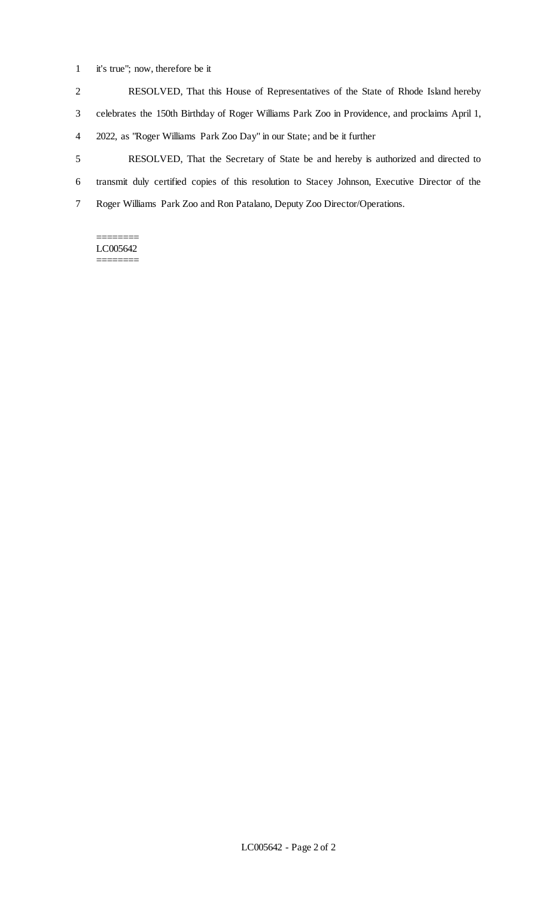it's true"; now, therefore be it

RESOLVED, That this House of Representatives of the State of Rhode Island hereby celebrates the 150th Birthday of Roger Williams Park Zoo in Providence, and proclaims April 1, 2022, as "Roger Williams Park Zoo Day" in our State; and be it further

RESOLVED, That the Secretary of State be and hereby is authorized and directed to transmit duly certified copies of this resolution to Stacey Johnson, Executive Director of the Roger Williams Park Zoo and Ron Patalano, Deputy Zoo Director/Operations.

========
LC005642
========